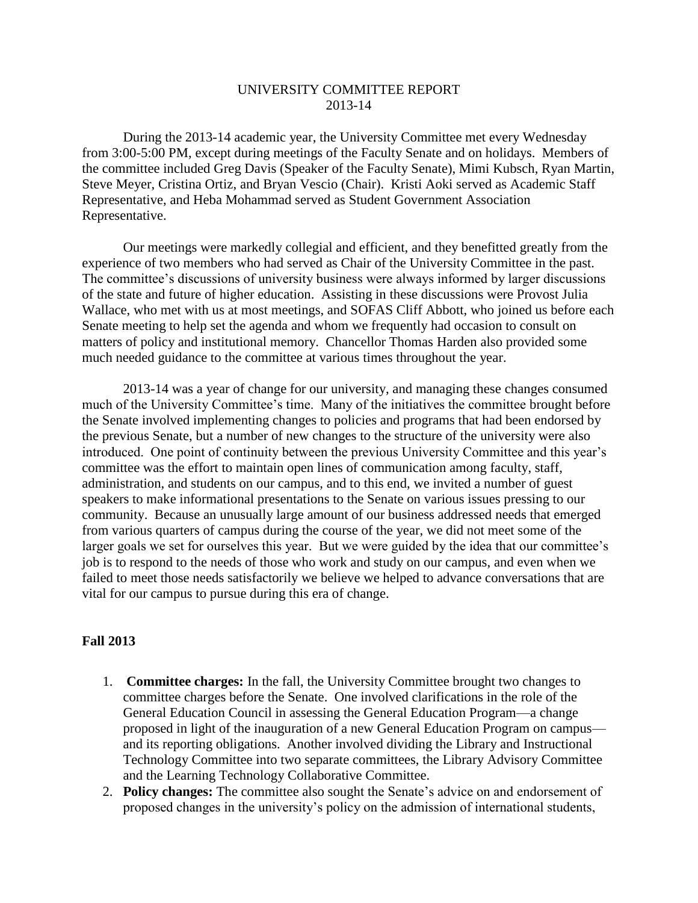# UNIVERSITY COMMITTEE REPORT
## 2013-14

During the 2013-14 academic year, the University Committee met every Wednesday from 3:00-5:00 PM, except during meetings of the Faculty Senate and on holidays. Members of the committee included Greg Davis (Speaker of the Faculty Senate), Mimi Kubsch, Ryan Martin, Steve Meyer, Cristina Ortiz, and Bryan Vescio (Chair). Kristi Aoki served as Academic Staff Representative, and Heba Mohammad served as Student Government Association Representative.

Our meetings were markedly collegial and efficient, and they benefitted greatly from the experience of two members who had served as Chair of the University Committee in the past. The committee's discussions of university business were always informed by larger discussions of the state and future of higher education. Assisting in these discussions were Provost Julia Wallace, who met with us at most meetings, and SOFAS Cliff Abbott, who joined us before each Senate meeting to help set the agenda and whom we frequently had occasion to consult on matters of policy and institutional memory. Chancellor Thomas Harden also provided some much needed guidance to the committee at various times throughout the year.

2013-14 was a year of change for our university, and managing these changes consumed much of the University Committee's time. Many of the initiatives the committee brought before the Senate involved implementing changes to policies and programs that had been endorsed by the previous Senate, but a number of new changes to the structure of the university were also introduced. One point of continuity between the previous University Committee and this year's committee was the effort to maintain open lines of communication among faculty, staff, administration, and students on our campus, and to this end, we invited a number of guest speakers to make informational presentations to the Senate on various issues pressing to our community. Because an unusually large amount of our business addressed needs that emerged from various quarters of campus during the course of the year, we did not meet some of the larger goals we set for ourselves this year. But we were guided by the idea that our committee's job is to respond to the needs of those who work and study on our campus, and even when we failed to meet those needs satisfactorily we believe we helped to advance conversations that are vital for our campus to pursue during this era of change.

**Fall 2013**

1. **Committee charges:** In the fall, the University Committee brought two changes to committee charges before the Senate. One involved clarifications in the role of the General Education Council in assessing the General Education Program—a change proposed in light of the inauguration of a new General Education Program on campus—and its reporting obligations. Another involved dividing the Library and Instructional Technology Committee into two separate committees, the Library Advisory Committee and the Learning Technology Collaborative Committee.
2. **Policy changes:** The committee also sought the Senate's advice on and endorsement of proposed changes in the university's policy on the admission of international students,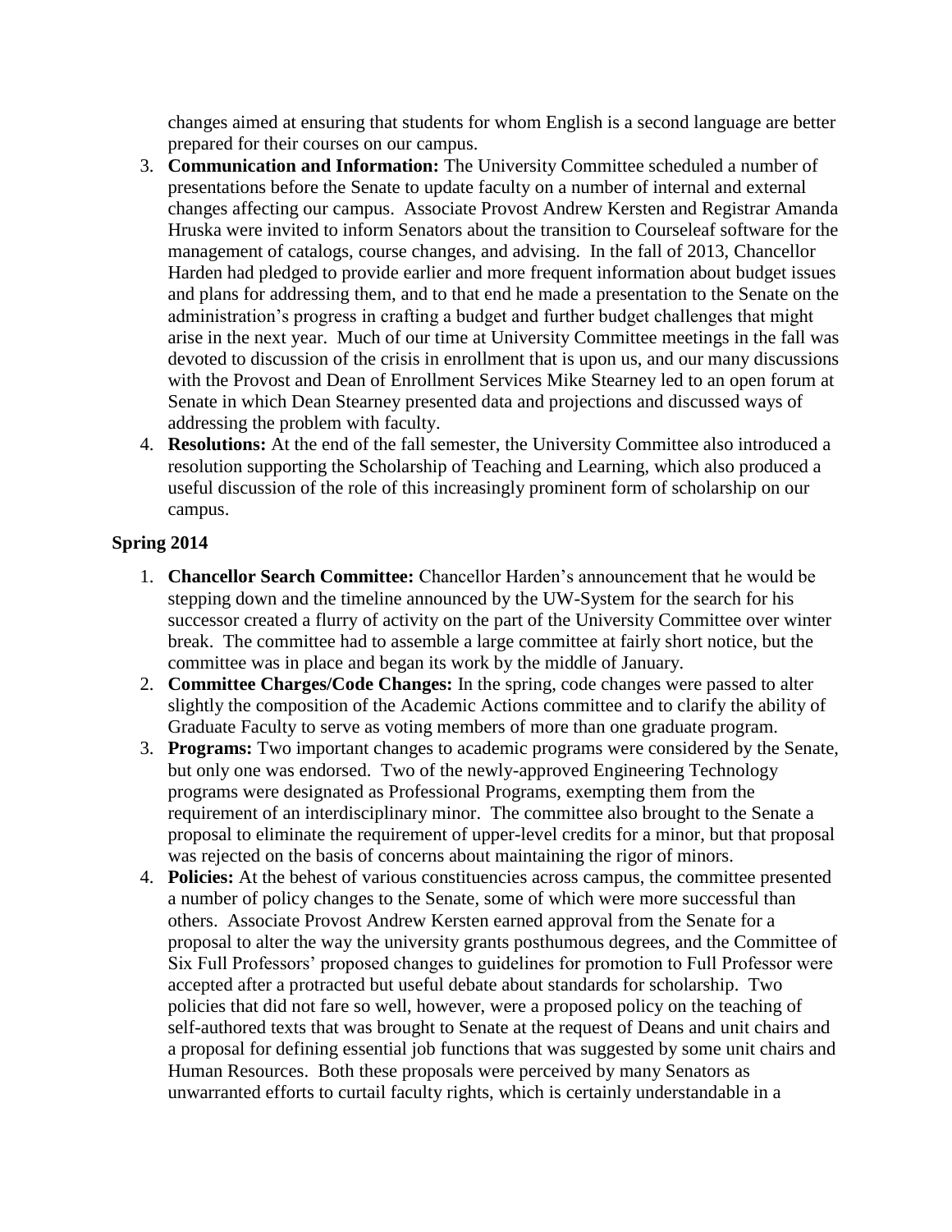changes aimed at ensuring that students for whom English is a second language are better prepared for their courses on our campus.

3. **Communication and Information:** The University Committee scheduled a number of presentations before the Senate to update faculty on a number of internal and external changes affecting our campus. Associate Provost Andrew Kersten and Registrar Amanda Hruska were invited to inform Senators about the transition to Courseleaf software for the management of catalogs, course changes, and advising. In the fall of 2013, Chancellor Harden had pledged to provide earlier and more frequent information about budget issues and plans for addressing them, and to that end he made a presentation to the Senate on the administration's progress in crafting a budget and further budget challenges that might arise in the next year. Much of our time at University Committee meetings in the fall was devoted to discussion of the crisis in enrollment that is upon us, and our many discussions with the Provost and Dean of Enrollment Services Mike Stearney led to an open forum at Senate in which Dean Stearney presented data and projections and discussed ways of addressing the problem with faculty.
4. **Resolutions:** At the end of the fall semester, the University Committee also introduced a resolution supporting the Scholarship of Teaching and Learning, which also produced a useful discussion of the role of this increasingly prominent form of scholarship on our campus.

**Spring 2014**

1. **Chancellor Search Committee:** Chancellor Harden's announcement that he would be stepping down and the timeline announced by the UW-System for the search for his successor created a flurry of activity on the part of the University Committee over winter break. The committee had to assemble a large committee at fairly short notice, but the committee was in place and began its work by the middle of January.
2. **Committee Charges/Code Changes:** In the spring, code changes were passed to alter slightly the composition of the Academic Actions committee and to clarify the ability of Graduate Faculty to serve as voting members of more than one graduate program.
3. **Programs:** Two important changes to academic programs were considered by the Senate, but only one was endorsed. Two of the newly-approved Engineering Technology programs were designated as Professional Programs, exempting them from the requirement of an interdisciplinary minor. The committee also brought to the Senate a proposal to eliminate the requirement of upper-level credits for a minor, but that proposal was rejected on the basis of concerns about maintaining the rigor of minors.
4. **Policies:** At the behest of various constituencies across campus, the committee presented a number of policy changes to the Senate, some of which were more successful than others. Associate Provost Andrew Kersten earned approval from the Senate for a proposal to alter the way the university grants posthumous degrees, and the Committee of Six Full Professors' proposed changes to guidelines for promotion to Full Professor were accepted after a protracted but useful debate about standards for scholarship. Two policies that did not fare so well, however, were a proposed policy on the teaching of self-authored texts that was brought to Senate at the request of Deans and unit chairs and a proposal for defining essential job functions that was suggested by some unit chairs and Human Resources. Both these proposals were perceived by many Senators as unwarranted efforts to curtail faculty rights, which is certainly understandable in a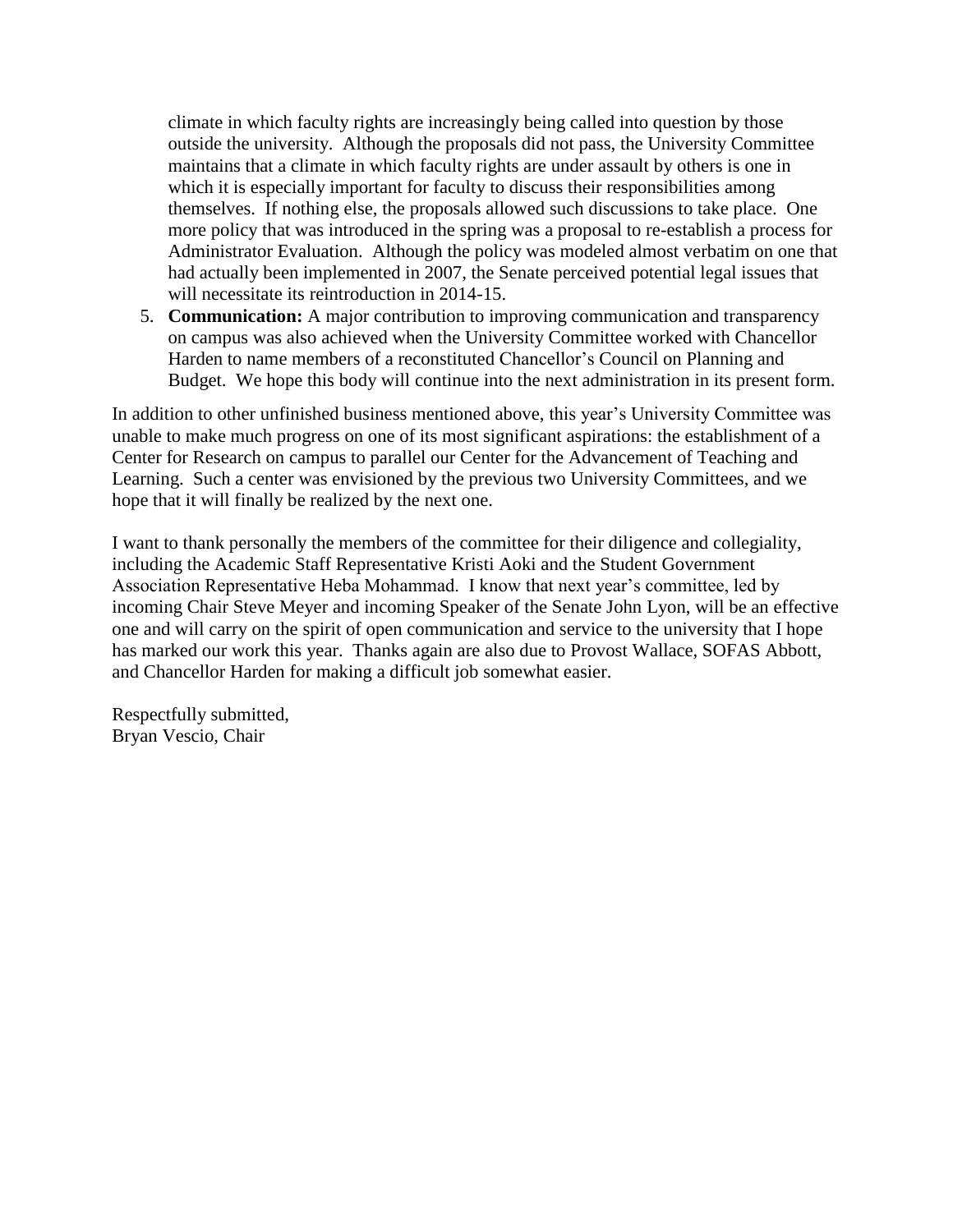climate in which faculty rights are increasingly being called into question by those outside the university. Although the proposals did not pass, the University Committee maintains that a climate in which faculty rights are under assault by others is one in which it is especially important for faculty to discuss their responsibilities among themselves. If nothing else, the proposals allowed such discussions to take place. One more policy that was introduced in the spring was a proposal to re-establish a process for Administrator Evaluation. Although the policy was modeled almost verbatim on one that had actually been implemented in 2007, the Senate perceived potential legal issues that will necessitate its reintroduction in 2014-15.

5. **Communication:** A major contribution to improving communication and transparency on campus was also achieved when the University Committee worked with Chancellor Harden to name members of a reconstituted Chancellor's Council on Planning and Budget. We hope this body will continue into the next administration in its present form.

In addition to other unfinished business mentioned above, this year's University Committee was unable to make much progress on one of its most significant aspirations: the establishment of a Center for Research on campus to parallel our Center for the Advancement of Teaching and Learning. Such a center was envisioned by the previous two University Committees, and we hope that it will finally be realized by the next one.

I want to thank personally the members of the committee for their diligence and collegiality, including the Academic Staff Representative Kristi Aoki and the Student Government Association Representative Heba Mohammad. I know that next year's committee, led by incoming Chair Steve Meyer and incoming Speaker of the Senate John Lyon, will be an effective one and will carry on the spirit of open communication and service to the university that I hope has marked our work this year. Thanks again are also due to Provost Wallace, SOFAS Abbott, and Chancellor Harden for making a difficult job somewhat easier.

Respectfully submitted,
Bryan Vescio, Chair